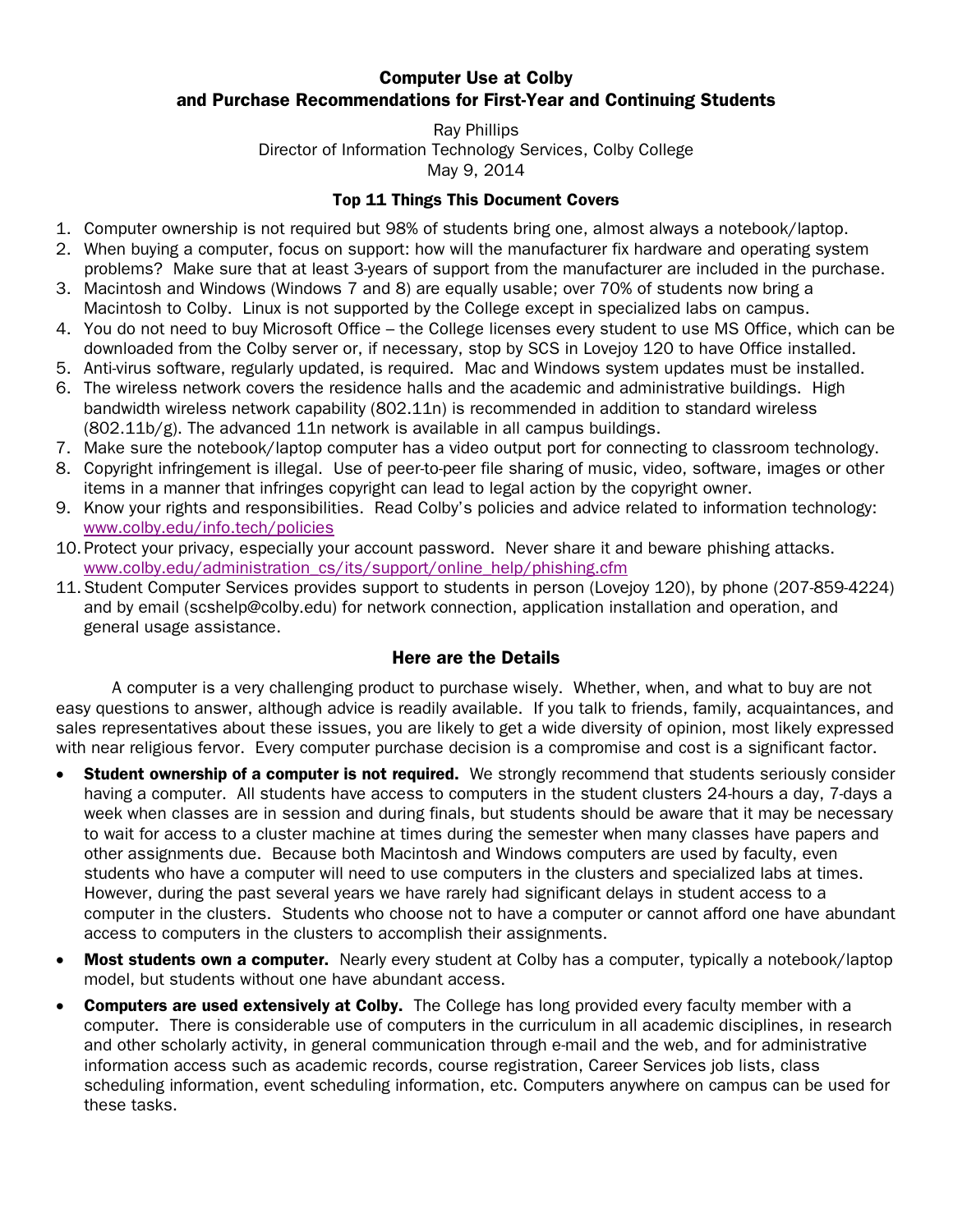# Computer Use at Colby
# and Purchase Recommendations for First-Year and Continuing Students

Ray Phillips
Director of Information Technology Services, Colby College
May 9, 2014

## Top 11 Things This Document Covers

1. Computer ownership is not required but 98% of students bring one, almost always a notebook/laptop.
2. When buying a computer, focus on support: how will the manufacturer fix hardware and operating system problems? Make sure that at least 3-years of support from the manufacturer are included in the purchase.
3. Macintosh and Windows (Windows 7 and 8) are equally usable; over 70% of students now bring a Macintosh to Colby. Linux is not supported by the College except in specialized labs on campus.
4. You do not need to buy Microsoft Office – the College licenses every student to use MS Office, which can be downloaded from the Colby server or, if necessary, stop by SCS in Lovejoy 120 to have Office installed.
5. Anti-virus software, regularly updated, is required. Mac and Windows system updates must be installed.
6. The wireless network covers the residence halls and the academic and administrative buildings. High bandwidth wireless network capability (802.11n) is recommended in addition to standard wireless (802.11b/g). The advanced 11n network is available in all campus buildings.
7. Make sure the notebook/laptop computer has a video output port for connecting to classroom technology.
8. Copyright infringement is illegal. Use of peer-to-peer file sharing of music, video, software, images or other items in a manner that infringes copyright can lead to legal action by the copyright owner.
9. Know your rights and responsibilities. Read Colby's policies and advice related to information technology: www.colby.edu/info.tech/policies
10. Protect your privacy, especially your account password. Never share it and beware phishing attacks. www.colby.edu/administration_cs/its/support/online_help/phishing.cfm
11. Student Computer Services provides support to students in person (Lovejoy 120), by phone (207-859-4224) and by email (scshelp@colby.edu) for network connection, application installation and operation, and general usage assistance.

## Here are the Details

A computer is a very challenging product to purchase wisely. Whether, when, and what to buy are not easy questions to answer, although advice is readily available. If you talk to friends, family, acquaintances, and sales representatives about these issues, you are likely to get a wide diversity of opinion, most likely expressed with near religious fervor. Every computer purchase decision is a compromise and cost is a significant factor.

- **Student ownership of a computer is not required.** We strongly recommend that students seriously consider having a computer. All students have access to computers in the student clusters 24-hours a day, 7-days a week when classes are in session and during finals, but students should be aware that it may be necessary to wait for access to a cluster machine at times during the semester when many classes have papers and other assignments due. Because both Macintosh and Windows computers are used by faculty, even students who have a computer will need to use computers in the clusters and specialized labs at times. However, during the past several years we have rarely had significant delays in student access to a computer in the clusters. Students who choose not to have a computer or cannot afford one have abundant access to computers in the clusters to accomplish their assignments.
- **Most students own a computer.** Nearly every student at Colby has a computer, typically a notebook/laptop model, but students without one have abundant access.
- **Computers are used extensively at Colby.** The College has long provided every faculty member with a computer. There is considerable use of computers in the curriculum in all academic disciplines, in research and other scholarly activity, in general communication through e-mail and the web, and for administrative information access such as academic records, course registration, Career Services job lists, class scheduling information, event scheduling information, etc. Computers anywhere on campus can be used for these tasks.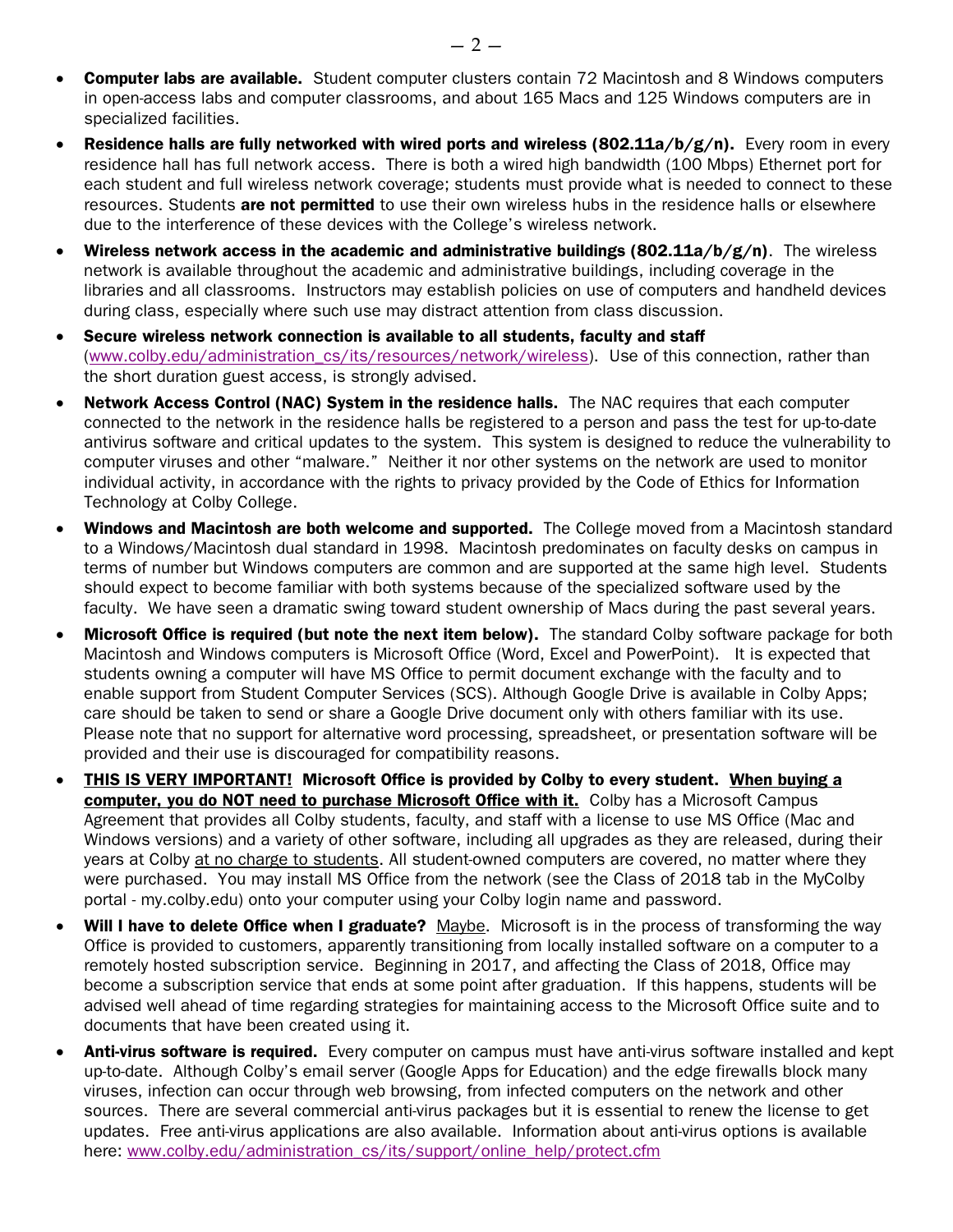- **Computer labs are available.** Student computer clusters contain 72 Macintosh and 8 Windows computers in open-access labs and computer classrooms, and about 165 Macs and 125 Windows computers are in specialized facilities.
- **Residence halls are fully networked with wired ports and wireless (802.11a/b/g/n).** Every room in every residence hall has full network access. There is both a wired high bandwidth (100 Mbps) Ethernet port for each student and full wireless network coverage; students must provide what is needed to connect to these resources. Students **are not permitted** to use their own wireless hubs in the residence halls or elsewhere due to the interference of these devices with the College's wireless network.
- **Wireless network access in the academic and administrative buildings (802.11a/b/g/n)**. The wireless network is available throughout the academic and administrative buildings, including coverage in the libraries and all classrooms. Instructors may establish policies on use of computers and handheld devices during class, especially where such use may distract attention from class discussion.
- **Secure wireless network connection is available to all students, faculty and staff** (www.colby.edu/administration_cs/its/resources/network/wireless). Use of this connection, rather than the short duration guest access, is strongly advised.
- **Network Access Control (NAC) System in the residence halls.** The NAC requires that each computer connected to the network in the residence halls be registered to a person and pass the test for up-to-date antivirus software and critical updates to the system. This system is designed to reduce the vulnerability to computer viruses and other "malware." Neither it nor other systems on the network are used to monitor individual activity, in accordance with the rights to privacy provided by the Code of Ethics for Information Technology at Colby College.
- **Windows and Macintosh are both welcome and supported.** The College moved from a Macintosh standard to a Windows/Macintosh dual standard in 1998. Macintosh predominates on faculty desks on campus in terms of number but Windows computers are common and are supported at the same high level. Students should expect to become familiar with both systems because of the specialized software used by the faculty. We have seen a dramatic swing toward student ownership of Macs during the past several years.
- **Microsoft Office is required (but note the next item below).** The standard Colby software package for both Macintosh and Windows computers is Microsoft Office (Word, Excel and PowerPoint). It is expected that students owning a computer will have MS Office to permit document exchange with the faculty and to enable support from Student Computer Services (SCS). Although Google Drive is available in Colby Apps; care should be taken to send or share a Google Drive document only with others familiar with its use. Please note that no support for alternative word processing, spreadsheet, or presentation software will be provided and their use is discouraged for compatibility reasons.
- **THIS IS VERY IMPORTANT! Microsoft Office is provided by Colby to every student. When buying a computer, you do NOT need to purchase Microsoft Office with it.** Colby has a Microsoft Campus Agreement that provides all Colby students, faculty, and staff with a license to use MS Office (Mac and Windows versions) and a variety of other software, including all upgrades as they are released, during their years at Colby at no charge to students. All student-owned computers are covered, no matter where they were purchased. You may install MS Office from the network (see the Class of 2018 tab in the MyColby portal - my.colby.edu) onto your computer using your Colby login name and password.
- **Will I have to delete Office when I graduate?** Maybe. Microsoft is in the process of transforming the way Office is provided to customers, apparently transitioning from locally installed software on a computer to a remotely hosted subscription service. Beginning in 2017, and affecting the Class of 2018, Office may become a subscription service that ends at some point after graduation. If this happens, students will be advised well ahead of time regarding strategies for maintaining access to the Microsoft Office suite and to documents that have been created using it.
- **Anti-virus software is required.** Every computer on campus must have anti-virus software installed and kept up-to-date. Although Colby's email server (Google Apps for Education) and the edge firewalls block many viruses, infection can occur through web browsing, from infected computers on the network and other sources. There are several commercial anti-virus packages but it is essential to renew the license to get updates. Free anti-virus applications are also available. Information about anti-virus options is available here: www.colby.edu/administration_cs/its/support/online_help/protect.cfm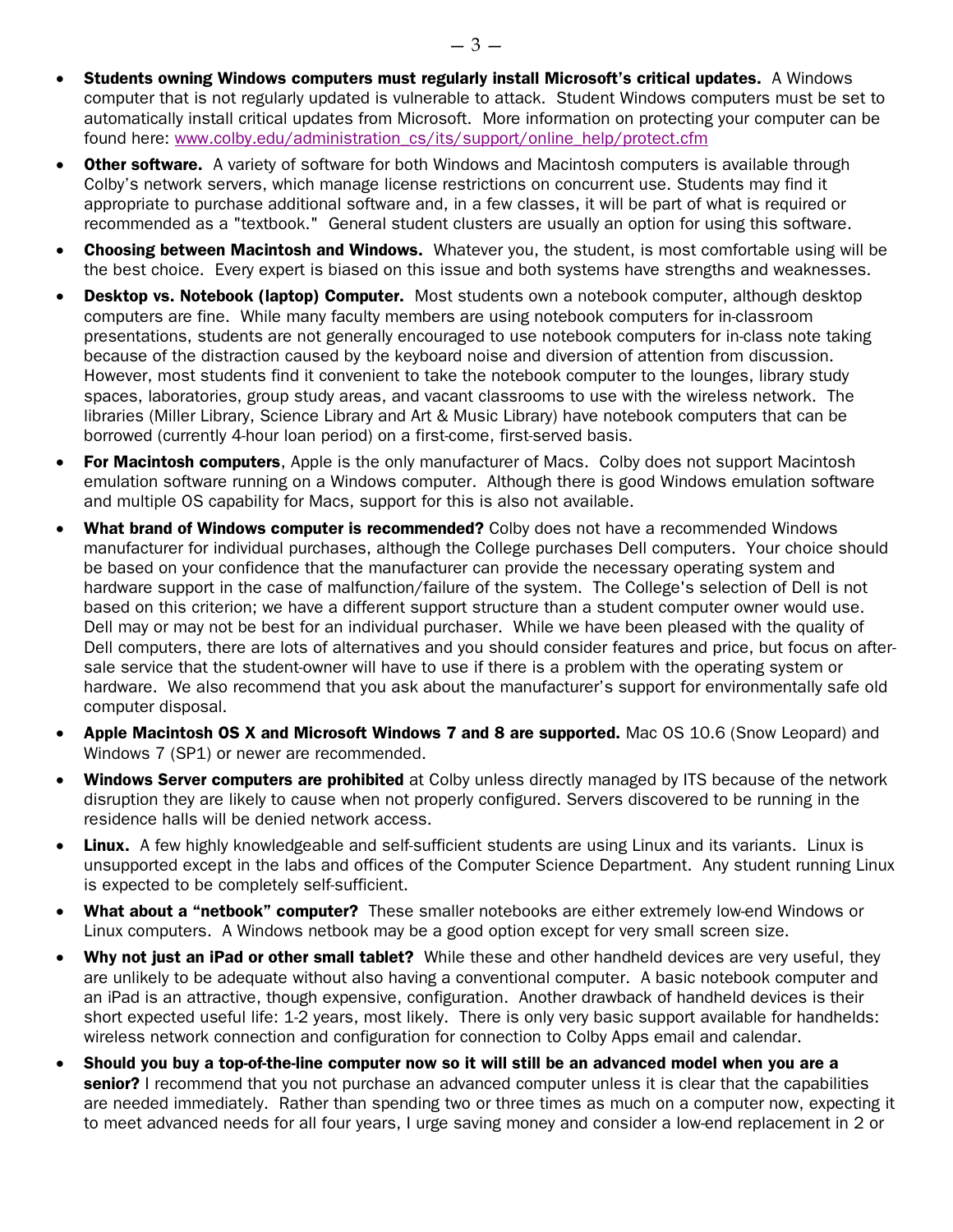- **Students owning Windows computers must regularly install Microsoft's critical updates.** A Windows computer that is not regularly updated is vulnerable to attack. Student Windows computers must be set to automatically install critical updates from Microsoft. More information on protecting your computer can be found here: www.colby.edu/administration_cs/its/support/online_help/protect.cfm
- **Other software.** A variety of software for both Windows and Macintosh computers is available through Colby's network servers, which manage license restrictions on concurrent use. Students may find it appropriate to purchase additional software and, in a few classes, it will be part of what is required or recommended as a "textbook." General student clusters are usually an option for using this software.
- **Choosing between Macintosh and Windows.** Whatever you, the student, is most comfortable using will be the best choice. Every expert is biased on this issue and both systems have strengths and weaknesses.
- **Desktop vs. Notebook (laptop) Computer.** Most students own a notebook computer, although desktop computers are fine. While many faculty members are using notebook computers for in-classroom presentations, students are not generally encouraged to use notebook computers for in-class note taking because of the distraction caused by the keyboard noise and diversion of attention from discussion. However, most students find it convenient to take the notebook computer to the lounges, library study spaces, laboratories, group study areas, and vacant classrooms to use with the wireless network. The libraries (Miller Library, Science Library and Art & Music Library) have notebook computers that can be borrowed (currently 4-hour loan period) on a first-come, first-served basis.
- **For Macintosh computers**, Apple is the only manufacturer of Macs. Colby does not support Macintosh emulation software running on a Windows computer. Although there is good Windows emulation software and multiple OS capability for Macs, support for this is also not available.
- **What brand of Windows computer is recommended?** Colby does not have a recommended Windows manufacturer for individual purchases, although the College purchases Dell computers. Your choice should be based on your confidence that the manufacturer can provide the necessary operating system and hardware support in the case of malfunction/failure of the system. The College's selection of Dell is not based on this criterion; we have a different support structure than a student computer owner would use. Dell may or may not be best for an individual purchaser. While we have been pleased with the quality of Dell computers, there are lots of alternatives and you should consider features and price, but focus on after-sale service that the student-owner will have to use if there is a problem with the operating system or hardware. We also recommend that you ask about the manufacturer's support for environmentally safe old computer disposal.
- **Apple Macintosh OS X and Microsoft Windows 7 and 8 are supported.** Mac OS 10.6 (Snow Leopard) and Windows 7 (SP1) or newer are recommended.
- **Windows Server computers are prohibited** at Colby unless directly managed by ITS because of the network disruption they are likely to cause when not properly configured. Servers discovered to be running in the residence halls will be denied network access.
- **Linux.** A few highly knowledgeable and self-sufficient students are using Linux and its variants. Linux is unsupported except in the labs and offices of the Computer Science Department. Any student running Linux is expected to be completely self-sufficient.
- **What about a "netbook" computer?** These smaller notebooks are either extremely low-end Windows or Linux computers. A Windows netbook may be a good option except for very small screen size.
- **Why not just an iPad or other small tablet?** While these and other handheld devices are very useful, they are unlikely to be adequate without also having a conventional computer. A basic notebook computer and an iPad is an attractive, though expensive, configuration. Another drawback of handheld devices is their short expected useful life: 1-2 years, most likely. There is only very basic support available for handhelds: wireless network connection and configuration for connection to Colby Apps email and calendar.
- **Should you buy a top-of-the-line computer now so it will still be an advanced model when you are a senior?** I recommend that you not purchase an advanced computer unless it is clear that the capabilities are needed immediately. Rather than spending two or three times as much on a computer now, expecting it to meet advanced needs for all four years, I urge saving money and consider a low-end replacement in 2 or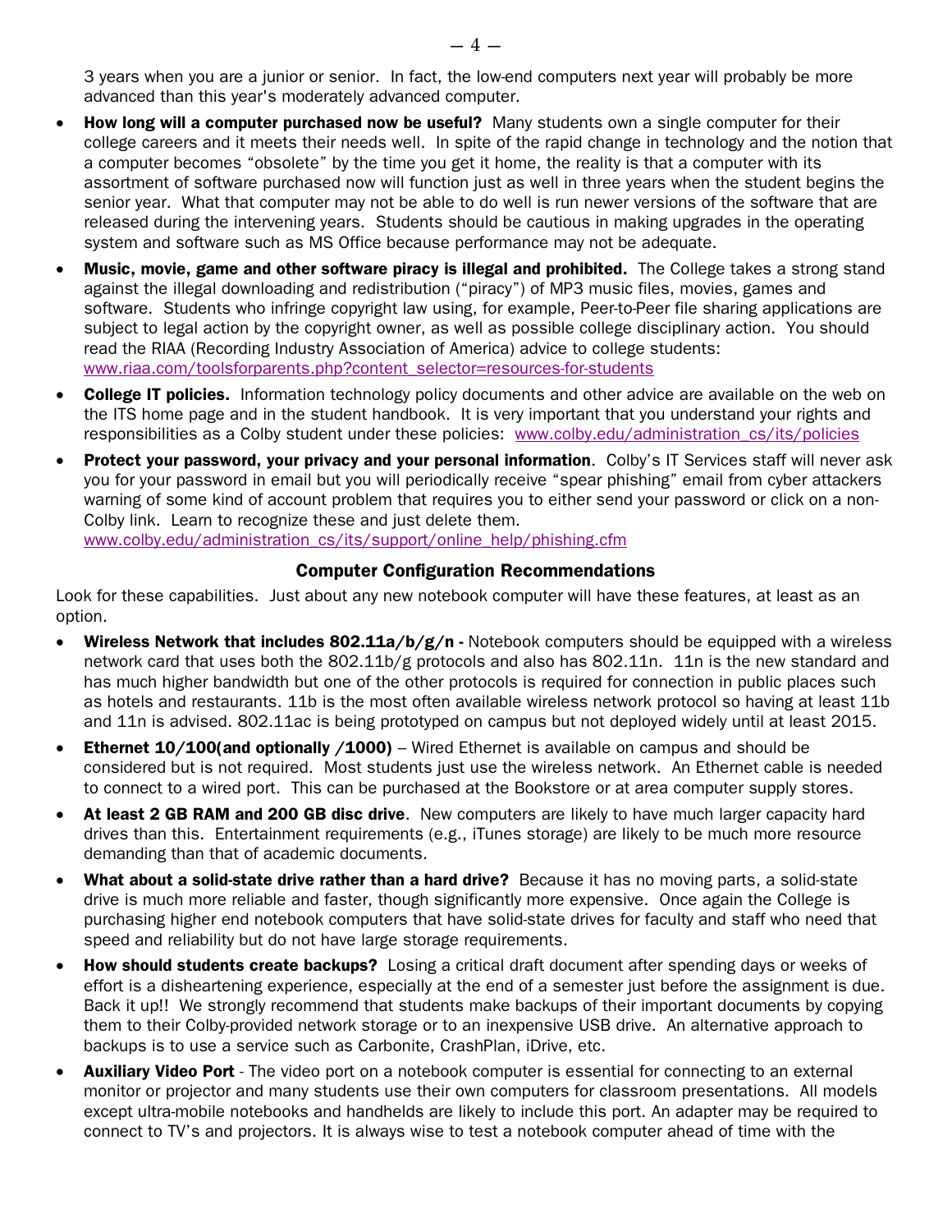3 years when you are a junior or senior. In fact, the low-end computers next year will probably be more advanced than this year's moderately advanced computer.

- **How long will a computer purchased now be useful?** Many students own a single computer for their college careers and it meets their needs well. In spite of the rapid change in technology and the notion that a computer becomes "obsolete" by the time you get it home, the reality is that a computer with its assortment of software purchased now will function just as well in three years when the student begins the senior year. What that computer may not be able to do well is run newer versions of the software that are released during the intervening years. Students should be cautious in making upgrades in the operating system and software such as MS Office because performance may not be adequate.
- **Music, movie, game and other software piracy is illegal and prohibited.** The College takes a strong stand against the illegal downloading and redistribution ("piracy") of MP3 music files, movies, games and software. Students who infringe copyright law using, for example, Peer-to-Peer file sharing applications are subject to legal action by the copyright owner, as well as possible college disciplinary action. You should read the RIAA (Recording Industry Association of America) advice to college students: www.riaa.com/toolsforparents.php?content_selector=resources-for-students
- **College IT policies.** Information technology policy documents and other advice are available on the web on the ITS home page and in the student handbook. It is very important that you understand your rights and responsibilities as a Colby student under these policies: www.colby.edu/administration_cs/its/policies
- **Protect your password, your privacy and your personal information**. Colby's IT Services staff will never ask you for your password in email but you will periodically receive "spear phishing" email from cyber attackers warning of some kind of account problem that requires you to either send your password or click on a non-Colby link. Learn to recognize these and just delete them. www.colby.edu/administration_cs/its/support/online_help/phishing.cfm

## Computer Configuration Recommendations

Look for these capabilities. Just about any new notebook computer will have these features, at least as an option.

- **Wireless Network that includes 802.11a/b/g/n -** Notebook computers should be equipped with a wireless network card that uses both the 802.11b/g protocols and also has 802.11n. 11n is the new standard and has much higher bandwidth but one of the other protocols is required for connection in public places such as hotels and restaurants. 11b is the most often available wireless network protocol so having at least 11b and 11n is advised. 802.11ac is being prototyped on campus but not deployed widely until at least 2015.
- **Ethernet 10/100(and optionally /1000)** – Wired Ethernet is available on campus and should be considered but is not required. Most students just use the wireless network. An Ethernet cable is needed to connect to a wired port. This can be purchased at the Bookstore or at area computer supply stores.
- **At least 2 GB RAM and 200 GB disc drive**. New computers are likely to have much larger capacity hard drives than this. Entertainment requirements (e.g., iTunes storage) are likely to be much more resource demanding than that of academic documents.
- **What about a solid-state drive rather than a hard drive?** Because it has no moving parts, a solid-state drive is much more reliable and faster, though significantly more expensive. Once again the College is purchasing higher end notebook computers that have solid-state drives for faculty and staff who need that speed and reliability but do not have large storage requirements.
- **How should students create backups?** Losing a critical draft document after spending days or weeks of effort is a disheartening experience, especially at the end of a semester just before the assignment is due. Back it up!! We strongly recommend that students make backups of their important documents by copying them to their Colby-provided network storage or to an inexpensive USB drive. An alternative approach to backups is to use a service such as Carbonite, CrashPlan, iDrive, etc.
- **Auxiliary Video Port** - The video port on a notebook computer is essential for connecting to an external monitor or projector and many students use their own computers for classroom presentations. All models except ultra-mobile notebooks and handhelds are likely to include this port. An adapter may be required to connect to TV's and projectors. It is always wise to test a notebook computer ahead of time with the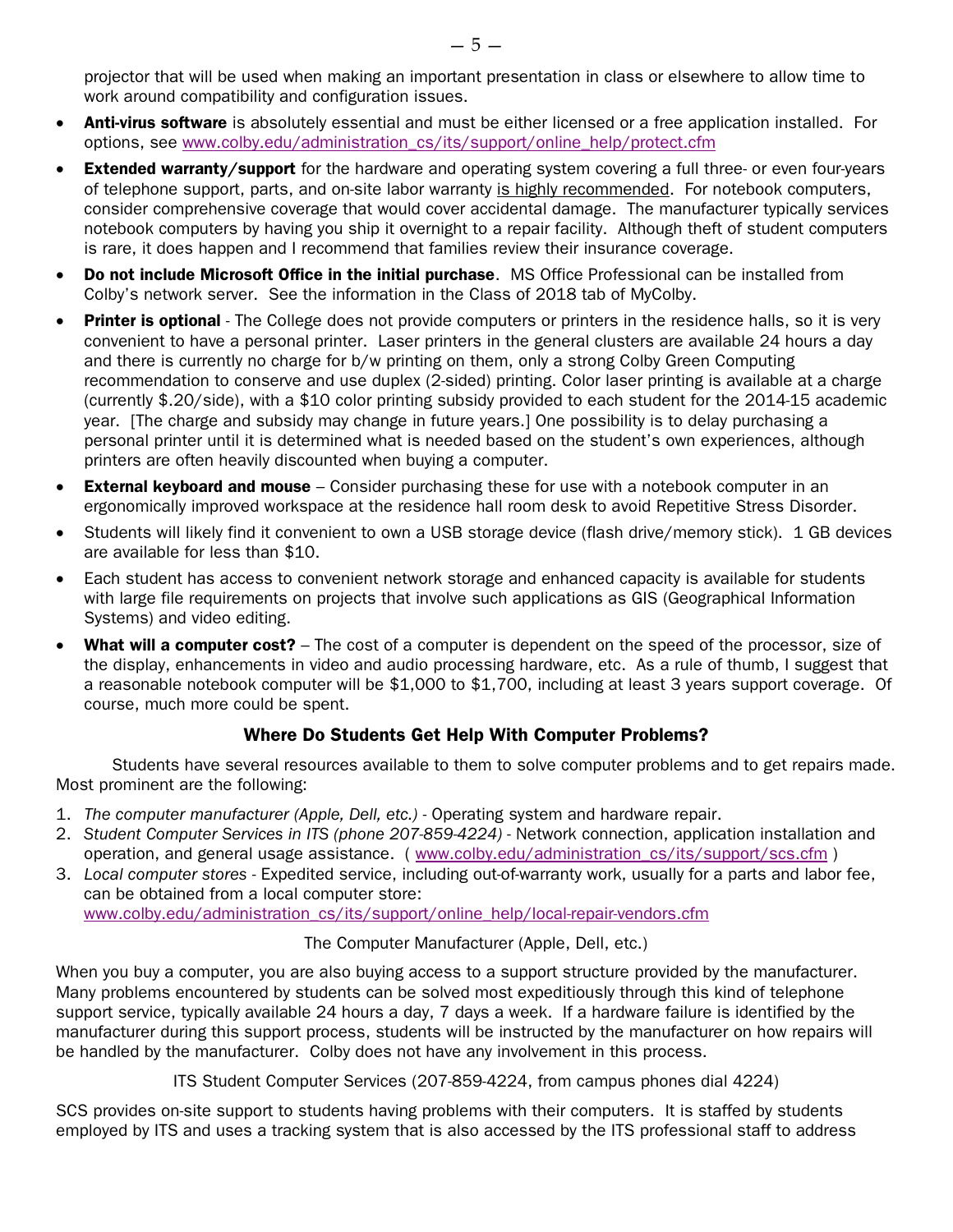projector that will be used when making an important presentation in class or elsewhere to allow time to work around compatibility and configuration issues.

- **Anti-virus software** is absolutely essential and must be either licensed or a free application installed. For options, see www.colby.edu/administration_cs/its/support/online_help/protect.cfm
- **Extended warranty/support** for the hardware and operating system covering a full three- or even four-years of telephone support, parts, and on-site labor warranty is highly recommended. For notebook computers, consider comprehensive coverage that would cover accidental damage. The manufacturer typically services notebook computers by having you ship it overnight to a repair facility. Although theft of student computers is rare, it does happen and I recommend that families review their insurance coverage.
- **Do not include Microsoft Office in the initial purchase**. MS Office Professional can be installed from Colby's network server. See the information in the Class of 2018 tab of MyColby.
- **Printer is optional** - The College does not provide computers or printers in the residence halls, so it is very convenient to have a personal printer. Laser printers in the general clusters are available 24 hours a day and there is currently no charge for b/w printing on them, only a strong Colby Green Computing recommendation to conserve and use duplex (2-sided) printing. Color laser printing is available at a charge (currently $.20/side), with a $10 color printing subsidy provided to each student for the 2014-15 academic year. [The charge and subsidy may change in future years.] One possibility is to delay purchasing a personal printer until it is determined what is needed based on the student's own experiences, although printers are often heavily discounted when buying a computer.
- **External keyboard and mouse** – Consider purchasing these for use with a notebook computer in an ergonomically improved workspace at the residence hall room desk to avoid Repetitive Stress Disorder.
- Students will likely find it convenient to own a USB storage device (flash drive/memory stick). 1 GB devices are available for less than $10.
- Each student has access to convenient network storage and enhanced capacity is available for students with large file requirements on projects that involve such applications as GIS (Geographical Information Systems) and video editing.
- **What will a computer cost?** – The cost of a computer is dependent on the speed of the processor, size of the display, enhancements in video and audio processing hardware, etc. As a rule of thumb, I suggest that a reasonable notebook computer will be $1,000 to $1,700, including at least 3 years support coverage. Of course, much more could be spent.

## Where Do Students Get Help With Computer Problems?

Students have several resources available to them to solve computer problems and to get repairs made. Most prominent are the following:

1. *The computer manufacturer (Apple, Dell, etc.)* - Operating system and hardware repair.
2. *Student Computer Services in ITS (phone 207-859-4224)* - Network connection, application installation and operation, and general usage assistance. ( www.colby.edu/administration_cs/its/support/scs.cfm )
3. *Local computer stores* - Expedited service, including out-of-warranty work, usually for a parts and labor fee, can be obtained from a local computer store: www.colby.edu/administration_cs/its/support/online_help/local-repair-vendors.cfm

### The Computer Manufacturer (Apple, Dell, etc.)

When you buy a computer, you are also buying access to a support structure provided by the manufacturer. Many problems encountered by students can be solved most expeditiously through this kind of telephone support service, typically available 24 hours a day, 7 days a week. If a hardware failure is identified by the manufacturer during this support process, students will be instructed by the manufacturer on how repairs will be handled by the manufacturer. Colby does not have any involvement in this process.

### ITS Student Computer Services (207-859-4224, from campus phones dial 4224)

SCS provides on-site support to students having problems with their computers. It is staffed by students employed by ITS and uses a tracking system that is also accessed by the ITS professional staff to address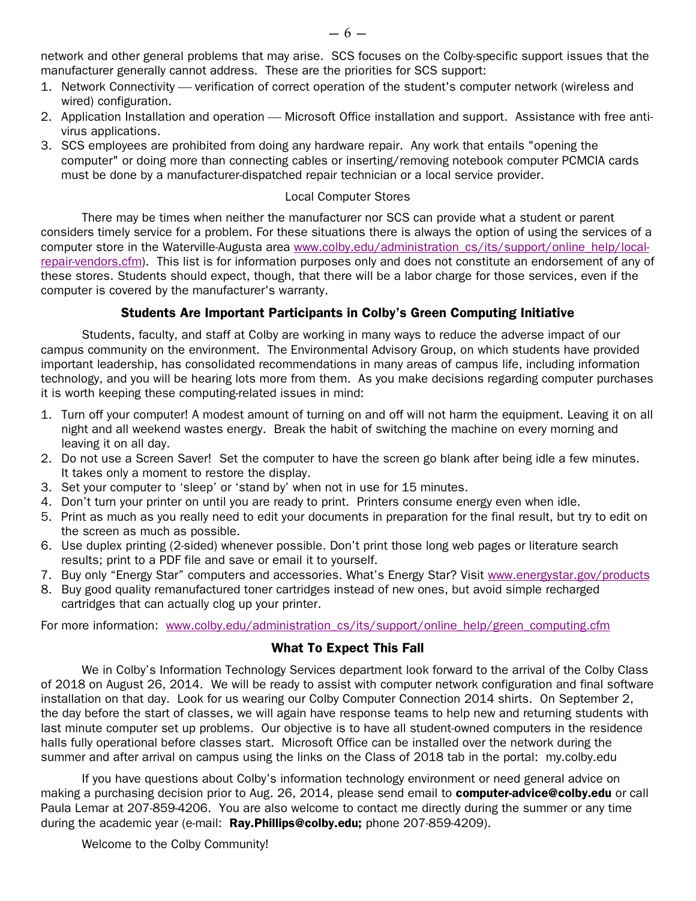network and other general problems that may arise. SCS focuses on the Colby-specific support issues that the manufacturer generally cannot address. These are the priorities for SCS support:

1. Network Connectivity — verification of correct operation of the student's computer network (wireless and wired) configuration.
2. Application Installation and operation — Microsoft Office installation and support. Assistance with free anti-virus applications.
3. SCS employees are prohibited from doing any hardware repair. Any work that entails "opening the computer" or doing more than connecting cables or inserting/removing notebook computer PCMCIA cards must be done by a manufacturer-dispatched repair technician or a local service provider.

Local Computer Stores

There may be times when neither the manufacturer nor SCS can provide what a student or parent considers timely service for a problem. For these situations there is always the option of using the services of a computer store in the Waterville-Augusta area [www.colby.edu/administration_cs/its/support/online_help/local-repair-vendors.cfm](www.colby.edu/administration_cs/its/support/online_help/local-repair-vendors.cfm)). This list is for information purposes only and does not constitute an endorsement of any of these stores. Students should expect, though, that there will be a labor charge for those services, even if the computer is covered by the manufacturer's warranty.

## Students Are Important Participants in Colby's Green Computing Initiative

Students, faculty, and staff at Colby are working in many ways to reduce the adverse impact of our campus community on the environment. The Environmental Advisory Group, on which students have provided important leadership, has consolidated recommendations in many areas of campus life, including information technology, and you will be hearing lots more from them. As you make decisions regarding computer purchases it is worth keeping these computing-related issues in mind:

1. Turn off your computer! A modest amount of turning on and off will not harm the equipment. Leaving it on all night and all weekend wastes energy. Break the habit of switching the machine on every morning and leaving it on all day.
2. Do not use a Screen Saver! Set the computer to have the screen go blank after being idle a few minutes. It takes only a moment to restore the display.
3. Set your computer to 'sleep' or 'stand by' when not in use for 15 minutes.
4. Don't turn your printer on until you are ready to print. Printers consume energy even when idle.
5. Print as much as you really need to edit your documents in preparation for the final result, but try to edit on the screen as much as possible.
6. Use duplex printing (2-sided) whenever possible. Don't print those long web pages or literature search results; print to a PDF file and save or email it to yourself.
7. Buy only "Energy Star" computers and accessories. What's Energy Star? Visit [www.energystar.gov/products](www.energystar.gov/products)
8. Buy good quality remanufactured toner cartridges instead of new ones, but avoid simple recharged cartridges that can actually clog up your printer.

For more information: [www.colby.edu/administration_cs/its/support/online_help/green_computing.cfm](www.colby.edu/administration_cs/its/support/online_help/green_computing.cfm)

## What To Expect This Fall

We in Colby's Information Technology Services department look forward to the arrival of the Colby Class of 2018 on August 26, 2014. We will be ready to assist with computer network configuration and final software installation on that day. Look for us wearing our Colby Computer Connection 2014 shirts. On September 2, the day before the start of classes, we will again have response teams to help new and returning students with last minute computer set up problems. Our objective is to have all student-owned computers in the residence halls fully operational before classes start. Microsoft Office can be installed over the network during the summer and after arrival on campus using the links on the Class of 2018 tab in the portal: my.colby.edu

If you have questions about Colby's information technology environment or need general advice on making a purchasing decision prior to Aug. 26, 2014, please send email to **computer-advice@colby.edu** or call Paula Lemar at 207-859-4206. You are also welcome to contact me directly during the summer or any time during the academic year (e-mail: **Ray.Phillips@colby.edu;** phone 207-859-4209).

Welcome to the Colby Community!